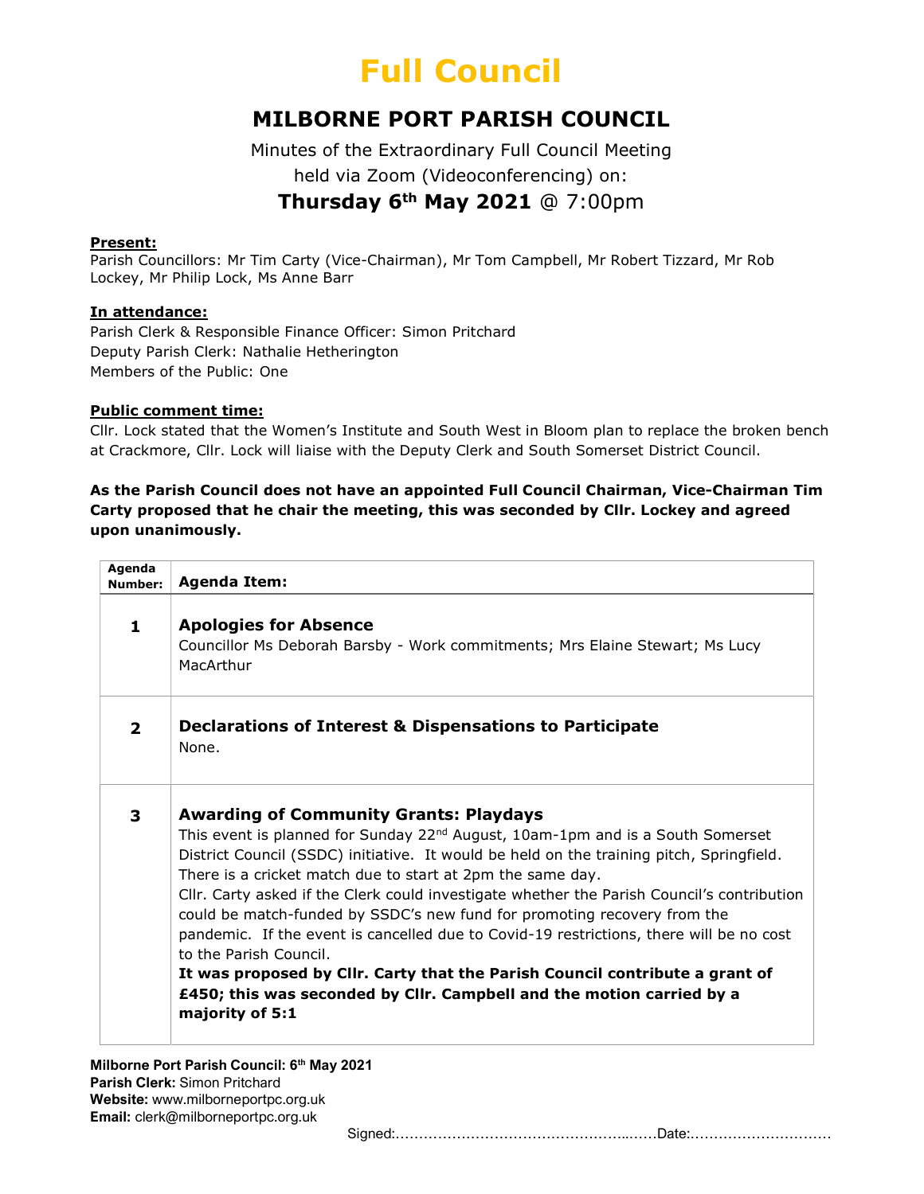# Full Council

## MILBORNE PORT PARISH COUNCIL

Minutes of the Extraordinary Full Council Meeting
held via Zoom (Videoconferencing) on:

### Thursday 6th May 2021 @ 7:00pm

**Present:**
Parish Councillors: Mr Tim Carty (Vice-Chairman), Mr Tom Campbell, Mr Robert Tizzard, Mr Rob Lockey, Mr Philip Lock, Ms Anne Barr

**In attendance:**
Parish Clerk & Responsible Finance Officer: Simon Pritchard
Deputy Parish Clerk: Nathalie Hetherington
Members of the Public: One

**Public comment time:**
Cllr. Lock stated that the Women's Institute and South West in Bloom plan to replace the broken bench at Crackmore, Cllr. Lock will liaise with the Deputy Clerk and South Somerset District Council.

**As the Parish Council does not have an appointed Full Council Chairman, Vice-Chairman Tim Carty proposed that he chair the meeting, this was seconded by Cllr. Lockey and agreed upon unanimously.**

| Agenda Number: | Agenda Item: |
|---|---|
| 1 | **Apologies for Absence**<br>Councillor Ms Deborah Barsby - Work commitments; Mrs Elaine Stewart; Ms Lucy MacArthur |
| 2 | **Declarations of Interest & Dispensations to Participate**<br>None. |
| 3 | **Awarding of Community Grants: Playdays**<br>This event is planned for Sunday 22nd August, 10am-1pm and is a South Somerset District Council (SSDC) initiative. It would be held on the training pitch, Springfield. There is a cricket match due to start at 2pm the same day.<br>Cllr. Carty asked if the Clerk could investigate whether the Parish Council's contribution could be match-funded by SSDC's new fund for promoting recovery from the pandemic. If the event is cancelled due to Covid-19 restrictions, there will be no cost to the Parish Council.<br>**It was proposed by Cllr. Carty that the Parish Council contribute a grant of £450; this was seconded by Cllr. Campbell and the motion carried by a majority of 5:1** |

Signed:………………………………………………Date:…………………………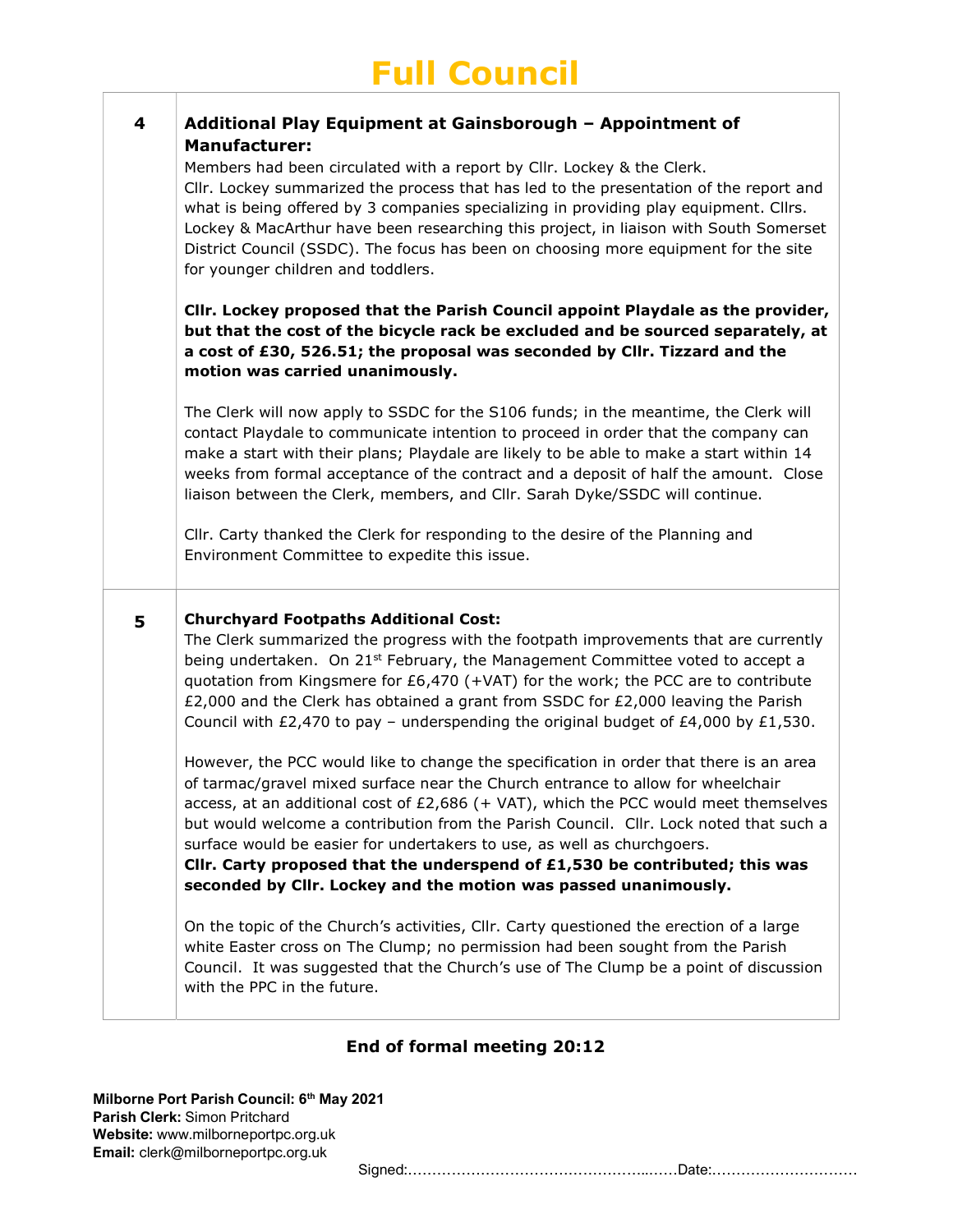# Full Council

| | |
|---|---|
| **4** | **Additional Play Equipment at Gainsborough – Appointment of Manufacturer:**<br>Members had been circulated with a report by Cllr. Lockey & the Clerk.<br>Cllr. Lockey summarized the process that has led to the presentation of the report and what is being offered by 3 companies specializing in providing play equipment. Cllrs. Lockey & MacArthur have been researching this project, in liaison with South Somerset District Council (SSDC). The focus has been on choosing more equipment for the site for younger children and toddlers.<br><br>**Cllr. Lockey proposed that the Parish Council appoint Playdale as the provider, but that the cost of the bicycle rack be excluded and be sourced separately, at a cost of £30, 526.51; the proposal was seconded by Cllr. Tizzard and the motion was carried unanimously.**<br><br>The Clerk will now apply to SSDC for the S106 funds; in the meantime, the Clerk will contact Playdale to communicate intention to proceed in order that the company can make a start with their plans; Playdale are likely to be able to make a start within 14 weeks from formal acceptance of the contract and a deposit of half the amount. Close liaison between the Clerk, members, and Cllr. Sarah Dyke/SSDC will continue.<br><br>Cllr. Carty thanked the Clerk for responding to the desire of the Planning and Environment Committee to expedite this issue. |
| **5** | **Churchyard Footpaths Additional Cost:**<br>The Clerk summarized the progress with the footpath improvements that are currently being undertaken. On 21st February, the Management Committee voted to accept a quotation from Kingsmere for £6,470 (+VAT) for the work; the PCC are to contribute £2,000 and the Clerk has obtained a grant from SSDC for £2,000 leaving the Parish Council with £2,470 to pay – underspending the original budget of £4,000 by £1,530.<br><br>However, the PCC would like to change the specification in order that there is an area of tarmac/gravel mixed surface near the Church entrance to allow for wheelchair access, at an additional cost of £2,686 (+ VAT), which the PCC would meet themselves but would welcome a contribution from the Parish Council. Cllr. Lock noted that such a surface would be easier for undertakers to use, as well as churchgoers.<br>**Cllr. Carty proposed that the underspend of £1,530 be contributed; this was seconded by Cllr. Lockey and the motion was passed unanimously.**<br><br>On the topic of the Church's activities, Cllr. Carty questioned the erection of a large white Easter cross on The Clump; no permission had been sought from the Parish Council. It was suggested that the Church's use of The Clump be a point of discussion with the PPC in the future. |

**End of formal meeting 20:12**

**Milborne Port Parish Council: 6th May 2021**
**Parish Clerk:** Simon Pritchard
**Website:** www.milborneportpc.org.uk
**Email:** clerk@milborneportpc.org.uk

Signed:………………………………………………Date:…………………………